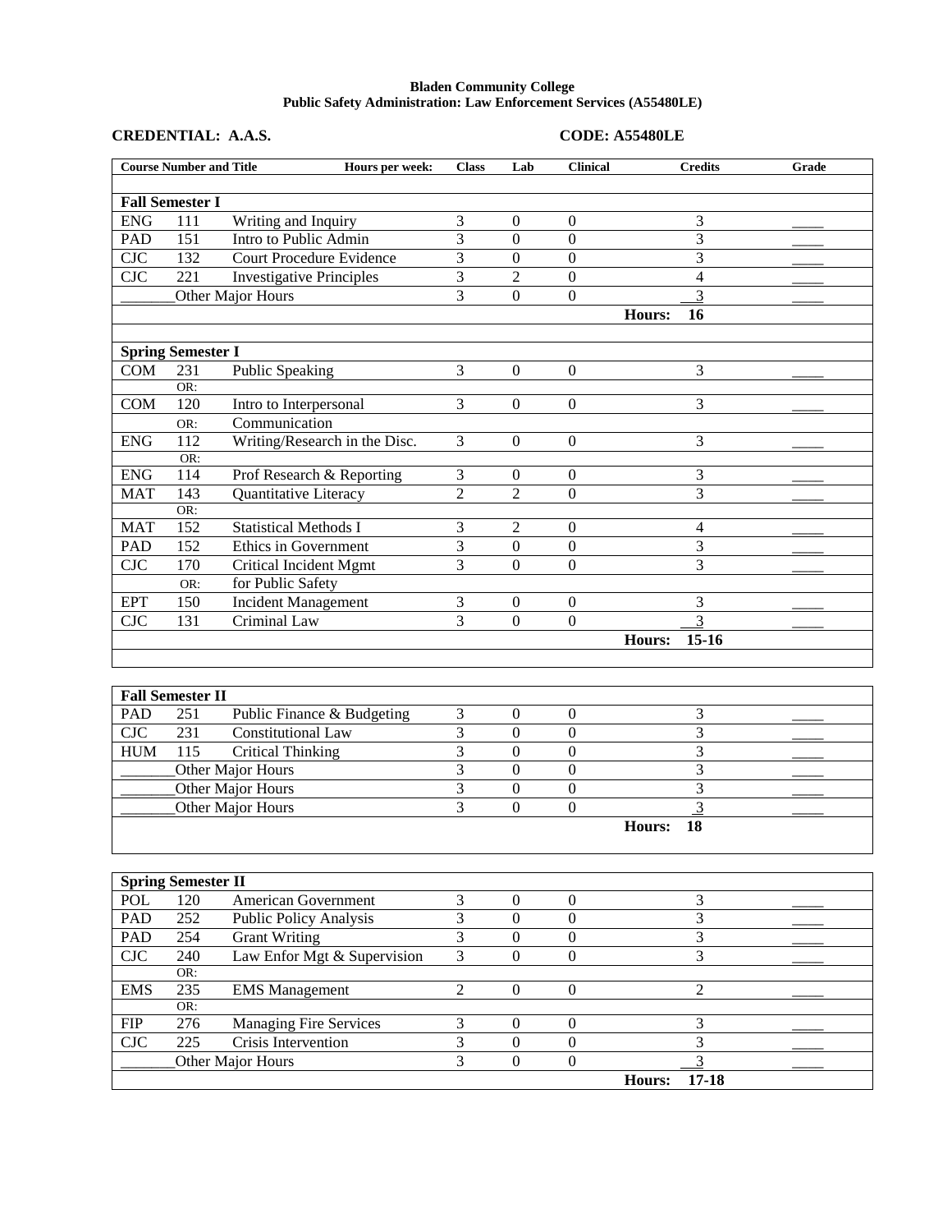**Bladen Community College**
**Public Safety Administration: Law Enforcement Services (A55480LE)**

**CREDENTIAL: A.A.S.** **CODE: A55480LE**

| Course Number and Title | | Hours per week: | Class | Lab | Clinical | Credits | Grade |
|---|---|---|---|---|---|---|---|
| **Fall Semester I** | | | | | | | |
| ENG | 111 | Writing and Inquiry | 3 | 0 | 0 | 3 | ____ |
| PAD | 151 | Intro to Public Admin | 3 | 0 | 0 | 3 | ____ |
| CJC | 132 | Court Procedure Evidence | 3 | 0 | 0 | 3 | ____ |
| CJC | 221 | Investigative Principles | 3 | 2 | 0 | 4 | ____ |
| _______ | | Other Major Hours | 3 | 0 | 0 | 3 | ____ |
| | | | | | Hours: | **16** | |
| **Spring Semester I** | | | | | | | |
| COM | 231 | Public Speaking | 3 | 0 | 0 | 3 | ____ |
| | OR: | | | | | | |
| COM | 120 | Intro to Interpersonal | 3 | 0 | 0 | 3 | ____ |
| | OR: | Communication | | | | | |
| ENG | 112 | Writing/Research in the Disc. | 3 | 0 | 0 | 3 | ____ |
| | OR: | | | | | | |
| ENG | 114 | Prof Research & Reporting | 3 | 0 | 0 | 3 | ____ |
| MAT | 143 | Quantitative Literacy | 2 | 2 | 0 | 3 | ____ |
| | OR: | | | | | | |
| MAT | 152 | Statistical Methods I | 3 | 2 | 0 | 4 | ____ |
| PAD | 152 | Ethics in Government | 3 | 0 | 0 | 3 | ____ |
| CJC | 170 | Critical Incident Mgmt | 3 | 0 | 0 | 3 | ____ |
| | OR: | for Public Safety | | | | | |
| EPT | 150 | Incident Management | 3 | 0 | 0 | 3 | ____ |
| CJC | 131 | Criminal Law | 3 | 0 | 0 | 3 | ____ |
| | | | | | Hours: | **15-16** | |
| **Fall Semester II** | | | | | | | |
| PAD | 251 | Public Finance & Budgeting | 3 | 0 | 0 | 3 | ____ |
| CJC | 231 | Constitutional Law | 3 | 0 | 0 | 3 | ____ |
| HUM | 115 | Critical Thinking | 3 | 0 | 0 | 3 | ____ |
| _______ | | Other Major Hours | 3 | 0 | 0 | 3 | ____ |
| _______ | | Other Major Hours | 3 | 0 | 0 | 3 | ____ |
| _______ | | Other Major Hours | 3 | 0 | 0 | 3 | ____ |
| | | | | | Hours: | **18** | |
| **Spring Semester II** | | | | | | | |
| POL | 120 | American Government | 3 | 0 | 0 | 3 | ____ |
| PAD | 252 | Public Policy Analysis | 3 | 0 | 0 | 3 | ____ |
| PAD | 254 | Grant Writing | 3 | 0 | 0 | 3 | ____ |
| CJC | 240 | Law Enfor Mgt & Supervision | 3 | 0 | 0 | 3 | ____ |
| | OR: | | | | | | |
| EMS | 235 | EMS Management | 2 | 0 | 0 | 2 | ____ |
| | OR: | | | | | | |
| FIP | 276 | Managing Fire Services | 3 | 0 | 0 | 3 | ____ |
| CJC | 225 | Crisis Intervention | 3 | 0 | 0 | 3 | ____ |
| _______ | | Other Major Hours | 3 | 0 | 0 | 3 | ____ |
| | | | | | Hours: | **17-18** | |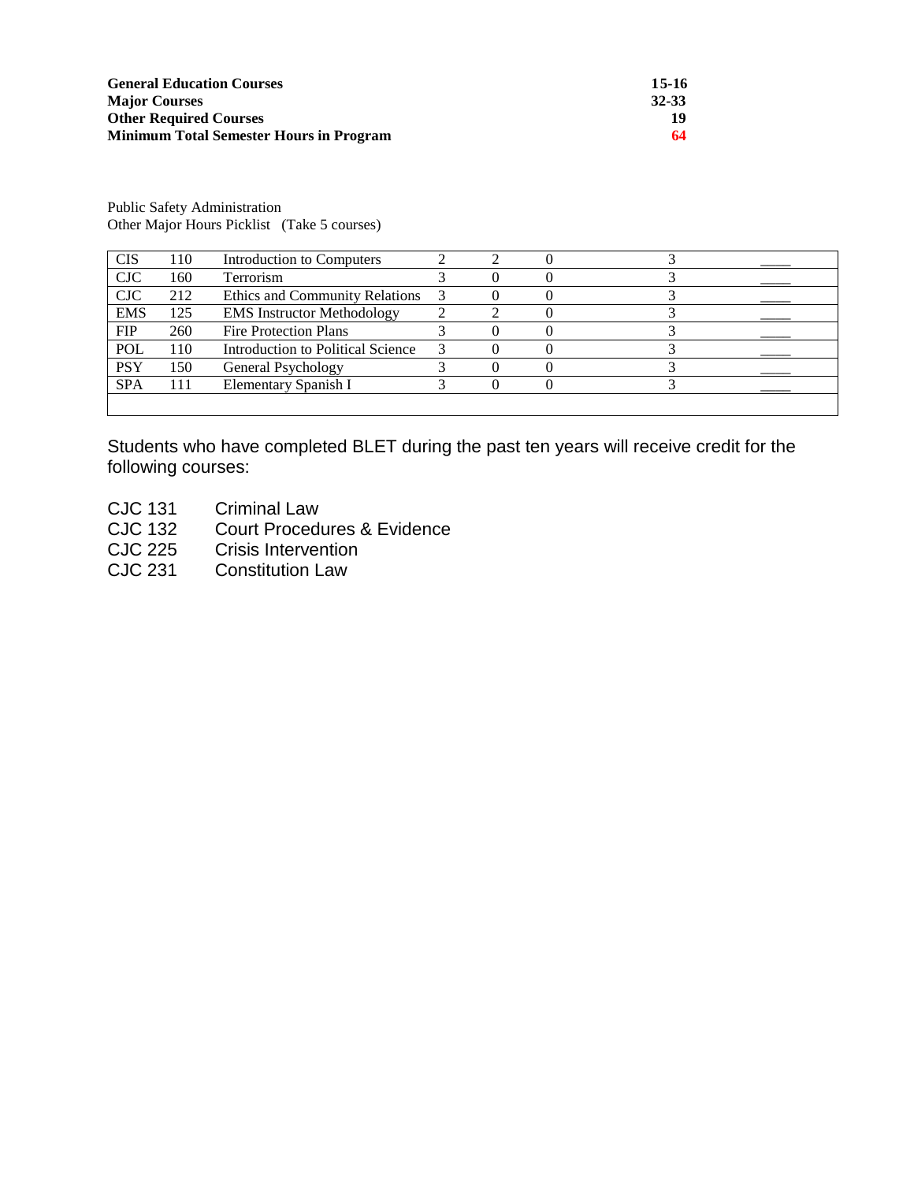| | |
|---|---|
| **General Education Courses** | **15-16** |
| **Major Courses** | **32-33** |
| **Other Required Courses** | **19** |
| **Minimum Total Semester Hours in Program** | **64** |

Public Safety Administration
Other Major Hours Picklist (Take 5 courses)

| | | | | | | | |
|---|---|---|---|---|---|---|---|
| CIS | 110 | Introduction to Computers | 2 | 2 | 0 | 3 | ____ |
| CJC | 160 | Terrorism | 3 | 0 | 0 | 3 | ____ |
| CJC | 212 | Ethics and Community Relations | 3 | 0 | 0 | 3 | ____ |
| EMS | 125 | EMS Instructor Methodology | 2 | 2 | 0 | 3 | ____ |
| FIP | 260 | Fire Protection Plans | 3 | 0 | 0 | 3 | ____ |
| POL | 110 | Introduction to Political Science | 3 | 0 | 0 | 3 | ____ |
| PSY | 150 | General Psychology | 3 | 0 | 0 | 3 | ____ |
| SPA | 111 | Elementary Spanish I | 3 | 0 | 0 | 3 | ____ |
| | | | | | | | |

Students who have completed BLET during the past ten years will receive credit for the following courses:

- CJC 131 Criminal Law
- CJC 132 Court Procedures & Evidence
- CJC 225 Crisis Intervention
- CJC 231 Constitution Law